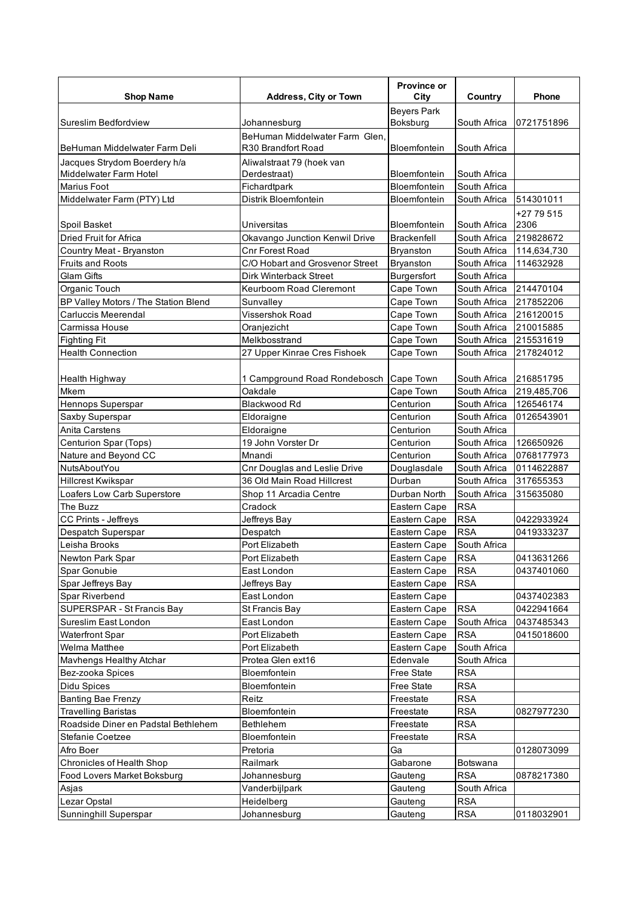| Shop Name | Address, City or Town | Province or City | Country | Phone |
|---|---|---|---|---|
| Sureslim Bedfordview | Johannesburg | Beyers Park Boksburg | South Africa | 0721751896 |
| BeHuman Middelwater Farm Deli | BeHuman Middelwater Farm Glen, R30 Brandfort Road | Bloemfontein | South Africa | |
| Jacques Strydom Boerdery h/a Middelwater Farm Hotel | Aliwalstraat 79 (hoek van Derdestraat) | Bloemfontein | South Africa | |
| Marius Foot | Fichardtpark | Bloemfontein | South Africa | |
| Middelwater Farm (PTY) Ltd | Distrik Bloemfontein | Bloemfontein | South Africa | 514301011 |
| Spoil Basket | Universitas | Bloemfontein | South Africa | +27 79 515 2306 |
| Dried Fruit for Africa | Okavango Junction Kenwil Drive | Brackenfell | South Africa | 219828672 |
| Country Meat - Bryanston | Cnr Forest Road | Bryanston | South Africa | 114,634,730 |
| Fruits and Roots | C/O Hobart and Grosvenor Street | Bryanston | South Africa | 114632928 |
| Glam Gifts | Dirk Winterback Street | Burgersfort | South Africa | |
| Organic Touch | Keurboom Road Cleremont | Cape Town | South Africa | 214470104 |
| BP Valley Motors / The Station Blend | Sunvalley | Cape Town | South Africa | 217852206 |
| Carluccis Meerendal | Vissershok Road | Cape Town | South Africa | 216120015 |
| Carmissa House | Oranjezicht | Cape Town | South Africa | 210015885 |
| Fighting Fit | Melkbosstrand | Cape Town | South Africa | 215531619 |
| Health Connection | 27 Upper Kinrae Cres Fishoek | Cape Town | South Africa | 217824012 |
| Health Highway | 1 Campground Road Rondebosch | Cape Town | South Africa | 216851795 |
| Mkem | Oakdale | Cape Town | South Africa | 219,485,706 |
| Hennops Superspar | Blackwood Rd | Centurion | South Africa | 126546174 |
| Saxby Superspar | Eldoraigne | Centurion | South Africa | 0126543901 |
| Anita Carstens | Eldoraigne | Centurion | South Africa | |
| Centurion Spar (Tops) | 19 John Vorster Dr | Centurion | South Africa | 126650926 |
| Nature and Beyond CC | Mnandi | Centurion | South Africa | 0768177973 |
| NutsAboutYou | Cnr Douglas and Leslie Drive | Douglasdale | South Africa | 0114622887 |
| Hillcrest Kwikspar | 36 Old Main Road Hillcrest | Durban | South Africa | 317655353 |
| Loafers Low Carb Superstore | Shop 11 Arcadia Centre | Durban North | South Africa | 315635080 |
| The Buzz | Cradock | Eastern Cape | RSA | |
| CC Prints - Jeffreys | Jeffreys Bay | Eastern Cape | RSA | 0422933924 |
| Despatch Superspar | Despatch | Eastern Cape | RSA | 0419333237 |
| Leisha Brooks | Port Elizabeth | Eastern Cape | South Africa | |
| Newton Park Spar | Port Elizabeth | Eastern Cape | RSA | 0413631266 |
| Spar Gonubie | East London | Eastern Cape | RSA | 0437401060 |
| Spar Jeffreys Bay | Jeffreys Bay | Eastern Cape | RSA | |
| Spar Riverbend | East London | Eastern Cape | | 0437402383 |
| SUPERSPAR - St Francis Bay | St Francis Bay | Eastern Cape | RSA | 0422941664 |
| Sureslim East London | East London | Eastern Cape | South Africa | 0437485343 |
| Waterfront Spar | Port Elizabeth | Eastern Cape | RSA | 0415018600 |
| Welma Matthee | Port Elizabeth | Eastern Cape | South Africa | |
| Mavhengs Healthy Atchar | Protea Glen ext16 | Edenvale | South Africa | |
| Bez-zooka Spices | Bloemfontein | Free State | RSA | |
| Didu Spices | Bloemfontein | Free State | RSA | |
| Banting Bae Frenzy | Reitz | Freestate | RSA | |
| Travelling Baristas | Bloemfontein | Freestate | RSA | 0827977230 |
| Roadside Diner en Padstal Bethlehem | Bethlehem | Freestate | RSA | |
| Stefanie Coetzee | Bloemfontein | Freestate | RSA | |
| Afro Boer | Pretoria | Ga | | 0128073099 |
| Chronicles of Health Shop | Railmark | Gabarone | Botswana | |
| Food Lovers Market Boksburg | Johannesburg | Gauteng | RSA | 0878217380 |
| Asjas | Vanderbijlpark | Gauteng | South Africa | |
| Lezar Opstal | Heidelberg | Gauteng | RSA | |
| Sunninghill Superspar | Johannesburg | Gauteng | RSA | 0118032901 |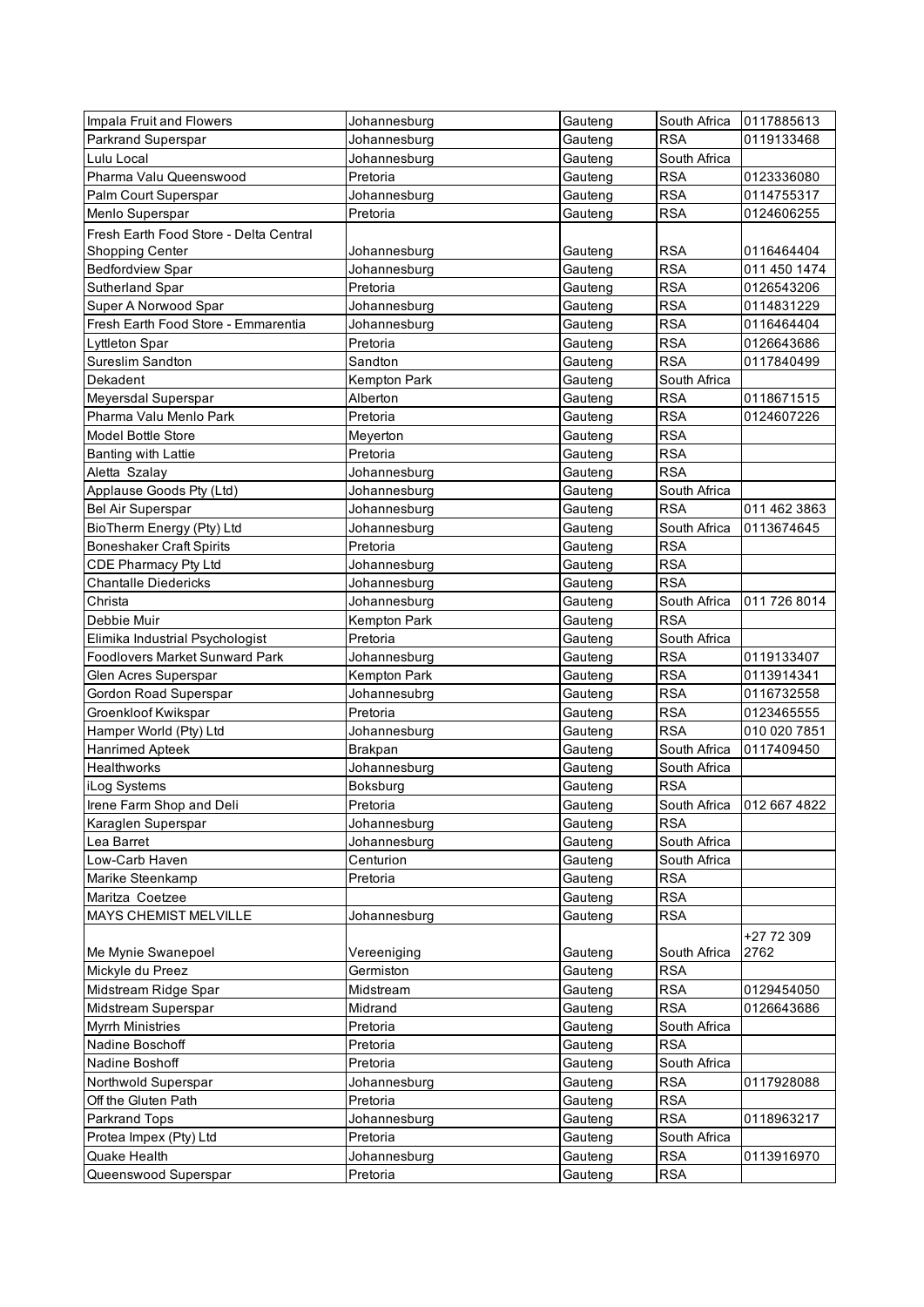| | | | | |
|---|---|---|---|---|
| Impala Fruit and Flowers | Johannesburg | Gauteng | South Africa | 0117885613 |
| Parkrand Superspar | Johannesburg | Gauteng | RSA | 0119133468 |
| Lulu Local | Johannesburg | Gauteng | South Africa | |
| Pharma Valu Queenswood | Pretoria | Gauteng | RSA | 0123336080 |
| Palm Court Superspar | Johannesburg | Gauteng | RSA | 0114755317 |
| Menlo Superspar | Pretoria | Gauteng | RSA | 0124606255 |
| Fresh Earth Food Store - Delta Central Shopping Center | Johannesburg | Gauteng | RSA | 0116464404 |
| Bedfordview Spar | Johannesburg | Gauteng | RSA | 011 450 1474 |
| Sutherland Spar | Pretoria | Gauteng | RSA | 0126543206 |
| Super A Norwood Spar | Johannesburg | Gauteng | RSA | 0114831229 |
| Fresh Earth Food Store - Emmarentia | Johannesburg | Gauteng | RSA | 0116464404 |
| Lyttleton Spar | Pretoria | Gauteng | RSA | 0126643686 |
| Sureslim Sandton | Sandton | Gauteng | RSA | 0117840499 |
| Dekadent | Kempton Park | Gauteng | South Africa | |
| Meyersdal Superspar | Alberton | Gauteng | RSA | 0118671515 |
| Pharma Valu Menlo Park | Pretoria | Gauteng | RSA | 0124607226 |
| Model Bottle Store | Meyerton | Gauteng | RSA | |
| Banting with Lattie | Pretoria | Gauteng | RSA | |
| Aletta Szalay | Johannesburg | Gauteng | RSA | |
| Applause Goods Pty (Ltd) | Johannesburg | Gauteng | South Africa | |
| Bel Air Superspar | Johannesburg | Gauteng | RSA | 011 462 3863 |
| BioTherm Energy (Pty) Ltd | Johannesburg | Gauteng | South Africa | 0113674645 |
| Boneshaker Craft Spirits | Pretoria | Gauteng | RSA | |
| CDE Pharmacy Pty Ltd | Johannesburg | Gauteng | RSA | |
| Chantalle Diedericks | Johannesburg | Gauteng | RSA | |
| Christa | Johannesburg | Gauteng | South Africa | 011 726 8014 |
| Debbie Muir | Kempton Park | Gauteng | RSA | |
| Elimika Industrial Psychologist | Pretoria | Gauteng | South Africa | |
| Foodlovers Market Sunward Park | Johannesburg | Gauteng | RSA | 0119133407 |
| Glen Acres Superspar | Kempton Park | Gauteng | RSA | 0113914341 |
| Gordon Road Superspar | Johannesubrg | Gauteng | RSA | 0116732558 |
| Groenkloof Kwikspar | Pretoria | Gauteng | RSA | 0123465555 |
| Hamper World (Pty) Ltd | Johannesburg | Gauteng | RSA | 010 020 7851 |
| Hanrimed Apteek | Brakpan | Gauteng | South Africa | 0117409450 |
| Healthworks | Johannesburg | Gauteng | South Africa | |
| iLog Systems | Boksburg | Gauteng | RSA | |
| Irene Farm Shop and Deli | Pretoria | Gauteng | South Africa | 012 667 4822 |
| Karaglen Superspar | Johannesburg | Gauteng | RSA | |
| Lea Barret | Johannesburg | Gauteng | South Africa | |
| Low-Carb Haven | Centurion | Gauteng | South Africa | |
| Marike Steenkamp | Pretoria | Gauteng | RSA | |
| Maritza Coetzee | | Gauteng | RSA | |
| MAYS CHEMIST MELVILLE | Johannesburg | Gauteng | RSA | |
| Me Mynie Swanepoel | Vereeniging | Gauteng | South Africa | +27 72 309 2762 |
| Mickyle du Preez | Germiston | Gauteng | RSA | |
| Midstream Ridge Spar | Midstream | Gauteng | RSA | 0129454050 |
| Midstream Superspar | Midrand | Gauteng | RSA | 0126643686 |
| Myrrh Ministries | Pretoria | Gauteng | South Africa | |
| Nadine Boschoff | Pretoria | Gauteng | RSA | |
| Nadine Boshoff | Pretoria | Gauteng | South Africa | |
| Northwold Superspar | Johannesburg | Gauteng | RSA | 0117928088 |
| Off the Gluten Path | Pretoria | Gauteng | RSA | |
| Parkrand Tops | Johannesburg | Gauteng | RSA | 0118963217 |
| Protea Impex (Pty) Ltd | Pretoria | Gauteng | South Africa | |
| Quake Health | Johannesburg | Gauteng | RSA | 0113916970 |
| Queenswood Superspar | Pretoria | Gauteng | RSA | |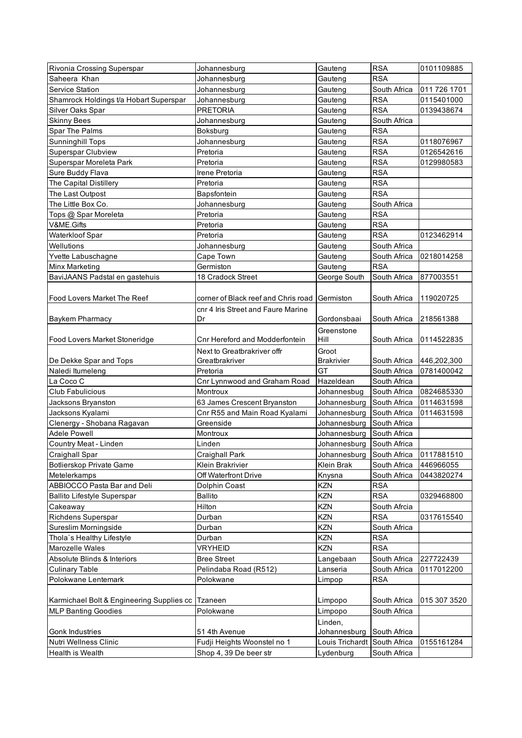| Rivonia Crossing Superspar | Johannesburg | Gauteng | RSA | 0101109885 |
|---|---|---|---|---|
| Saheera Khan | Johannesburg | Gauteng | RSA | |
| Service Station | Johannesburg | Gauteng | South Africa | 011 726 1701 |
| Shamrock Holdings t/a Hobart Superspar | Johannesburg | Gauteng | RSA | 0115401000 |
| Silver Oaks Spar | PRETORIA | Gauteng | RSA | 0139438674 |
| Skinny Bees | Johannesburg | Gauteng | South Africa | |
| Spar The Palms | Boksburg | Gauteng | RSA | |
| Sunninghill Tops | Johannesburg | Gauteng | RSA | 0118076967 |
| Superspar Clubview | Pretoria | Gauteng | RSA | 0126542616 |
| Superspar Moreleta Park | Pretoria | Gauteng | RSA | 0129980583 |
| Sure Buddy Flava | Irene Pretoria | Gauteng | RSA | |
| The Capital Distillery | Pretoria | Gauteng | RSA | |
| The Last Outpost | Bapsfontein | Gauteng | RSA | |
| The Little Box Co. | Johannesburg | Gauteng | South Africa | |
| Tops @ Spar Moreleta | Pretoria | Gauteng | RSA | |
| V&ME.Gifts | Pretoria | Gauteng | RSA | |
| Waterkloof Spar | Pretoria | Gauteng | RSA | 0123462914 |
| Wellutions | Johannesburg | Gauteng | South Africa | |
| Yvette Labuschagne | Cape Town | Gauteng | South Africa | 0218014258 |
| Minx Marketing | Germiston | Gauteng | RSA | |
| BaviJAANS Padstal en gastehuis | 18 Cradock Street | George South | South Africa | 877003551 |
| Food Lovers Market The Reef | corner of Black reef and Chris road | Germiston | South Africa | 119020725 |
| Baykem Pharmacy | cnr 4 Iris Street and Faure Marine Dr | Gordonsbaai | South Africa | 218561388 |
| Food Lovers Market Stoneridge | Cnr Hereford and Modderfontein | Greenstone Hill | South Africa | 0114522835 |
| De Dekke Spar and Tops | Next to Greatbrakriver offr Greatbrakriver | Groot Brakrivier | South Africa | 446,202,300 |
| Naledi Itumeleng | Pretoria | GT | South Africa | 0781400042 |
| La Coco C | Cnr Lynnwood and Graham Road | Hazeldean | South Africa | |
| Club Fabulicious | Montroux | Johannesbug | South Africa | 0824685330 |
| Jacksons Bryanston | 63 James Crescent Bryanston | Johannesburg | South Africa | 0114631598 |
| Jacksons Kyalami | Cnr R55 and Main Road Kyalami | Johannesburg | South Africa | 0114631598 |
| Clenergy - Shobana Ragavan | Greenside | Johannesburg | South Africa | |
| Adele Powell | Montroux | Johannesburg | South Africa | |
| Country Meat - Linden | Linden | Johannesburg | South Africa | |
| Craighall Spar | Craighall Park | Johannesburg | South Africa | 0117881510 |
| Botlierskop Private Game | Klein Brakrivier | Klein Brak | South Africa | 446966055 |
| Metelerkamps | Off Waterfront Drive | Knysna | South Africa | 0443820274 |
| ABBIOCCO Pasta Bar and Deli | Dolphin Coast | KZN | RSA | |
| Ballito Lifestyle Superspar | Ballito | KZN | RSA | 0329468800 |
| Cakeaway | Hilton | KZN | South Afrcia | |
| Richdens Superspar | Durban | KZN | RSA | 0317615540 |
| Sureslim Morningside | Durban | KZN | South Africa | |
| Thola`s Healthy Lifestyle | Durban | KZN | RSA | |
| Marozelle Wales | VRYHEID | KZN | RSA | |
| Absolute Blinds & Interiors | Bree Street | Langebaan | South Africa | 227722439 |
| Culinary Table | Pelindaba Road (R512) | Lanseria | South Africa | 0117012200 |
| Polokwane Lentemark | Polokwane | Limpop | RSA | |
| Karmichael Bolt & Engineering Supplies cc | Tzaneen | Limpopo | South Africa | 015 307 3520 |
| MLP Banting Goodies | Polokwane | Limpopo | South Africa | |
| Gonk Industries | 51 4th Avenue | Linden, Johannesburg | South Africa | |
| Nutri Wellness Clinic | Fudji Heights Woonstel no 1 | Louis Trichardt | South Africa | 0155161284 |
| Health is Wealth | Shop 4, 39 De beer str | Lydenburg | South Africa | |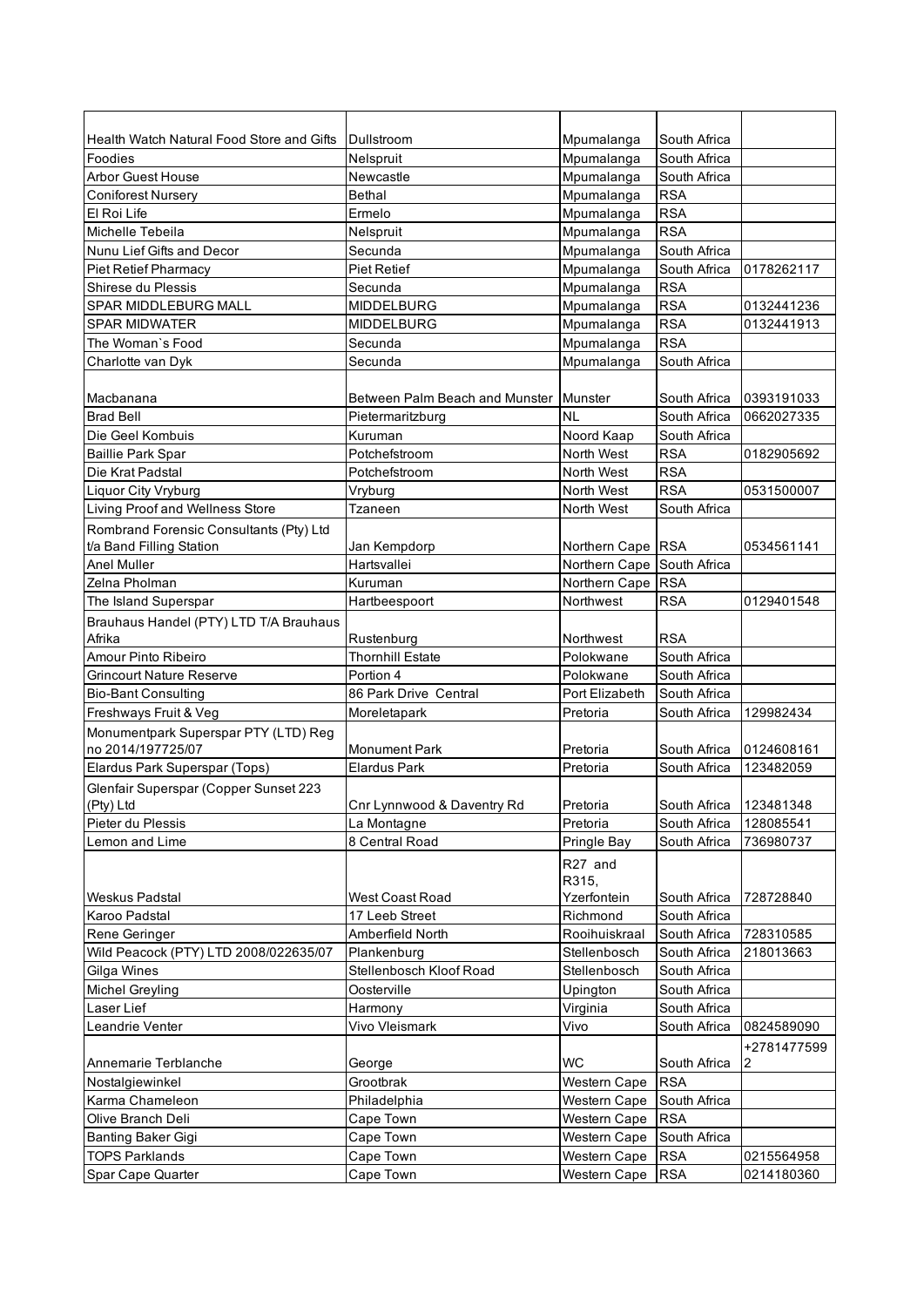| | | | | |
|---|---|---|---|---|
| Health Watch Natural Food Store and Gifts | Dullstroom | Mpumalanga | South Africa | |
| Foodies | Nelspruit | Mpumalanga | South Africa | |
| Arbor Guest House | Newcastle | Mpumalanga | South Africa | |
| Coniforest Nursery | Bethal | Mpumalanga | RSA | |
| El Roi Life | Ermelo | Mpumalanga | RSA | |
| Michelle Tebeila | Nelspruit | Mpumalanga | RSA | |
| Nunu Lief Gifts and Decor | Secunda | Mpumalanga | South Africa | |
| Piet Retief Pharmacy | Piet Retief | Mpumalanga | South Africa | 0178262117 |
| Shirese du Plessis | Secunda | Mpumalanga | RSA | |
| SPAR MIDDLEBURG MALL | MIDDELBURG | Mpumalanga | RSA | 0132441236 |
| SPAR MIDWATER | MIDDELBURG | Mpumalanga | RSA | 0132441913 |
| The Woman`s Food | Secunda | Mpumalanga | RSA | |
| Charlotte van Dyk | Secunda | Mpumalanga | South Africa | |
| Macbanana | Between Palm Beach and Munster | Munster | South Africa | 0393191033 |
| Brad Bell | Pietermaritzburg | NL | South Africa | 0662027335 |
| Die Geel Kombuis | Kuruman | Noord Kaap | South Africa | |
| Baillie Park Spar | Potchefstroom | North West | RSA | 0182905692 |
| Die Krat Padstal | Potchefstroom | North West | RSA | |
| Liquor City Vryburg | Vryburg | North West | RSA | 0531500007 |
| Living Proof and Wellness Store | Tzaneen | North West | South Africa | |
| Rombrand Forensic Consultants (Pty) Ltd t/a Band Filling Station | Jan Kempdorp | Northern Cape | RSA | 0534561141 |
| Anel Muller | Hartsvallei | Northern Cape | South Africa | |
| Zelna Pholman | Kuruman | Northern Cape | RSA | |
| The Island Superspar | Hartbeespoort | Northwest | RSA | 0129401548 |
| Brauhaus Handel (PTY) LTD T/A Brauhaus Afrika | Rustenburg | Northwest | RSA | |
| Amour Pinto Ribeiro | Thornhill Estate | Polokwane | South Africa | |
| Grincourt Nature Reserve | Portion 4 | Polokwane | South Africa | |
| Bio-Bant Consulting | 86 Park Drive Central | Port Elizabeth | South Africa | |
| Freshways Fruit & Veg | Moreletapark | Pretoria | South Africa | 129982434 |
| Monumentpark Superspar PTY (LTD) Reg no 2014/197725/07 | Monument Park | Pretoria | South Africa | 0124608161 |
| Elardus Park Superspar (Tops) | Elardus Park | Pretoria | South Africa | 123482059 |
| Glenfair Superspar (Copper Sunset 223 (Pty) Ltd | Cnr Lynnwood & Daventry Rd | Pretoria | South Africa | 123481348 |
| Pieter du Plessis | La Montagne | Pretoria | South Africa | 128085541 |
| Lemon and Lime | 8 Central Road | Pringle Bay | South Africa | 736980737 |
| Weskus Padstal | West Coast Road | R27 and R315, Yzerfontein | South Africa | 728728840 |
| Karoo Padstal | 17 Leeb Street | Richmond | South Africa | |
| Rene Geringer | Amberfield North | Rooihuiskraal | South Africa | 728310585 |
| Wild Peacock (PTY) LTD 2008/022635/07 | Plankenburg | Stellenbosch | South Africa | 218013663 |
| Gilga Wines | Stellenbosch Kloof Road | Stellenbosch | South Africa | |
| Michel Greyling | Oosterville | Upington | South Africa | |
| Laser Lief | Harmony | Virginia | South Africa | |
| Leandrie Venter | Vivo Vleismark | Vivo | South Africa | 0824589090 |
| Annemarie Terblanche | George | WC | South Africa | +27814775992 |
| Nostalgiewinkel | Grootbrak | Western Cape | RSA | |
| Karma Chameleon | Philadelphia | Western Cape | South Africa | |
| Olive Branch Deli | Cape Town | Western Cape | RSA | |
| Banting Baker Gigi | Cape Town | Western Cape | South Africa | |
| TOPS Parklands | Cape Town | Western Cape | RSA | 0215564958 |
| Spar Cape Quarter | Cape Town | Western Cape | RSA | 0214180360 |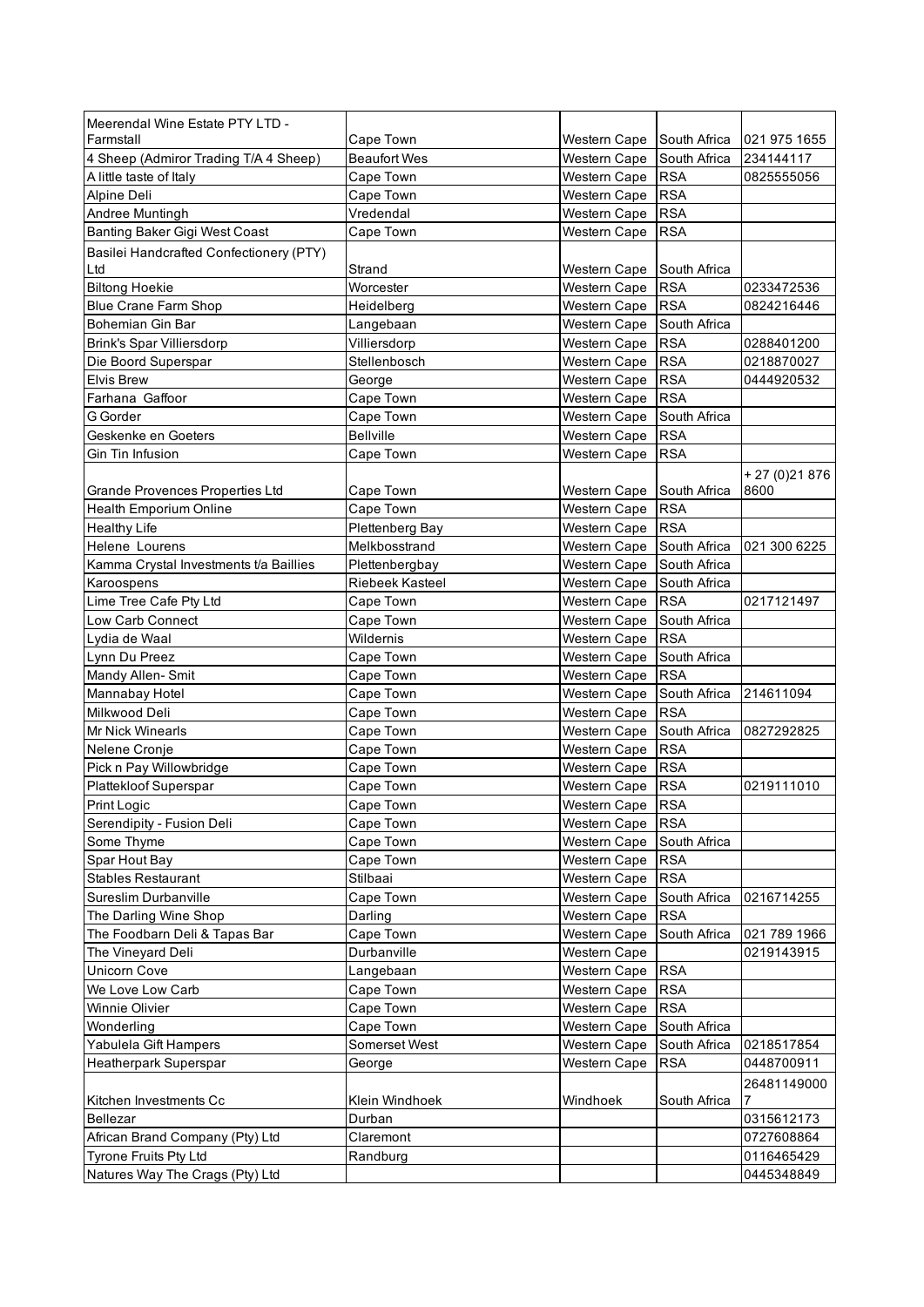| | | | | |
|---|---|---|---|---|
| Meerendal Wine Estate PTY LTD - Farmstall | Cape Town | Western Cape | South Africa | 021 975 1655 |
| 4 Sheep (Admiror Trading T/A 4 Sheep) | Beaufort Wes | Western Cape | South Africa | 234144117 |
| A little taste of Italy | Cape Town | Western Cape | RSA | 0825555056 |
| Alpine Deli | Cape Town | Western Cape | RSA | |
| Andree Muntingh | Vredendal | Western Cape | RSA | |
| Banting Baker Gigi West Coast | Cape Town | Western Cape | RSA | |
| Basilei Handcrafted Confectionery (PTY) Ltd | Strand | Western Cape | South Africa | |
| Biltong Hoekie | Worcester | Western Cape | RSA | 0233472536 |
| Blue Crane Farm Shop | Heidelberg | Western Cape | RSA | 0824216446 |
| Bohemian Gin Bar | Langebaan | Western Cape | South Africa | |
| Brink's Spar Villiersdorp | Villiersdorp | Western Cape | RSA | 0288401200 |
| Die Boord Superspar | Stellenbosch | Western Cape | RSA | 0218870027 |
| Elvis Brew | George | Western Cape | RSA | 0444920532 |
| Farhana Gaffoor | Cape Town | Western Cape | RSA | |
| G Gorder | Cape Town | Western Cape | South Africa | |
| Geskenke en Goeters | Bellville | Western Cape | RSA | |
| Gin Tin Infusion | Cape Town | Western Cape | RSA | |
| Grande Provences Properties Ltd | Cape Town | Western Cape | South Africa | + 27 (0)21 876 8600 |
| Health Emporium Online | Cape Town | Western Cape | RSA | |
| Healthy Life | Plettenberg Bay | Western Cape | RSA | |
| Helene Lourens | Melkbosstrand | Western Cape | South Africa | 021 300 6225 |
| Kamma Crystal Investments t/a Baillies | Plettenbergbay | Western Cape | South Africa | |
| Karoospens | Riebeek Kasteel | Western Cape | South Africa | |
| Lime Tree Cafe Pty Ltd | Cape Town | Western Cape | RSA | 0217121497 |
| Low Carb Connect | Cape Town | Western Cape | South Africa | |
| Lydia de Waal | Wildernis | Western Cape | RSA | |
| Lynn Du Preez | Cape Town | Western Cape | South Africa | |
| Mandy Allen- Smit | Cape Town | Western Cape | RSA | |
| Mannabay Hotel | Cape Town | Western Cape | South Africa | 214611094 |
| Milkwood Deli | Cape Town | Western Cape | RSA | |
| Mr Nick Winearls | Cape Town | Western Cape | South Africa | 0827292825 |
| Nelene Cronje | Cape Town | Western Cape | RSA | |
| Pick n Pay Willowbridge | Cape Town | Western Cape | RSA | |
| Plattekloof Superspar | Cape Town | Western Cape | RSA | 0219111010 |
| Print Logic | Cape Town | Western Cape | RSA | |
| Serendipity - Fusion Deli | Cape Town | Western Cape | RSA | |
| Some Thyme | Cape Town | Western Cape | South Africa | |
| Spar Hout Bay | Cape Town | Western Cape | RSA | |
| Stables Restaurant | Stilbaai | Western Cape | RSA | |
| Sureslim Durbanville | Cape Town | Western Cape | South Africa | 0216714255 |
| The Darling Wine Shop | Darling | Western Cape | RSA | |
| The Foodbarn Deli & Tapas Bar | Cape Town | Western Cape | South Africa | 021 789 1966 |
| The Vineyard Deli | Durbanville | Western Cape | | 0219143915 |
| Unicorn Cove | Langebaan | Western Cape | RSA | |
| We Love Low Carb | Cape Town | Western Cape | RSA | |
| Winnie Olivier | Cape Town | Western Cape | RSA | |
| Wonderling | Cape Town | Western Cape | South Africa | |
| Yabulela Gift Hampers | Somerset West | Western Cape | South Africa | 0218517854 |
| Heatherpark Superspar | George | Western Cape | RSA | 0448700911 |
| Kitchen Investments Cc | Klein Windhoek | Windhoek | South Africa | 264811490007 |
| Bellezar | Durban | | | 0315612173 |
| African Brand Company (Pty) Ltd | Claremont | | | 0727608864 |
| Tyrone Fruits Pty Ltd | Randburg | | | 0116465429 |
| Natures Way The Crags (Pty) Ltd | | | | 0445348849 |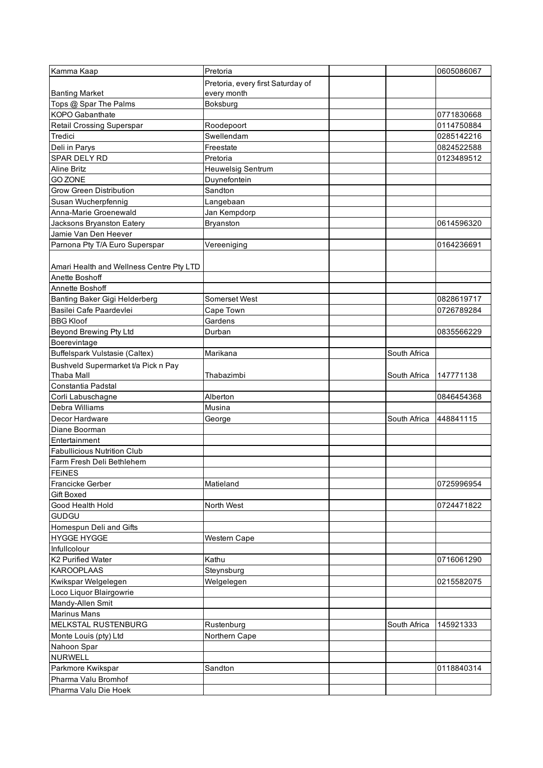| | | | | |
|---|---|---|---|---|
| Kamma Kaap | Pretoria | | | 0605086067 |
| Banting Market | Pretoria, every first Saturday of every month | | | |
| Tops @ Spar The Palms | Boksburg | | | |
| KOPO Gabanthate | | | | 0771830668 |
| Retail Crossing Superspar | Roodepoort | | | 0114750884 |
| Tredici | Swellendam | | | 0285142216 |
| Deli in Parys | Freestate | | | 0824522588 |
| SPAR DELY RD | Pretoria | | | 0123489512 |
| Aline Britz | Heuwelsig Sentrum | | | |
| GO ZONE | Duynefontein | | | |
| Grow Green Distribution | Sandton | | | |
| Susan Wucherpfennig | Langebaan | | | |
| Anna-Marie Groenewald | Jan Kempdorp | | | |
| Jacksons Bryanston Eatery | Bryanston | | | 0614596320 |
| Jamie Van Den Heever | | | | |
| Parnona Pty T/A Euro Superspar | Vereeniging | | | 0164236691 |
| Amari Health and Wellness Centre Pty LTD | | | | |
| Anette Boshoff | | | | |
| Annette Boshoff | | | | |
| Banting Baker Gigi Helderberg | Somerset West | | | 0828619717 |
| Basilei Cafe Paardevlei | Cape Town | | | 0726789284 |
| BBG Kloof | Gardens | | | |
| Beyond Brewing Pty Ltd | Durban | | | 0835566229 |
| Boerevintage | | | | |
| Buffelspark Vulstasie (Caltex) | Marikana | | South Africa | |
| Bushveld Supermarket t/a Pick n Pay Thaba Mall | Thabazimbi | | South Africa | 147771138 |
| Constantia Padstal | | | | |
| Corli Labuschagne | Alberton | | | 0846454368 |
| Debra Williams | Musina | | | |
| Decor Hardware | George | | South Africa | 448841115 |
| Diane Boorman | | | | |
| Entertainment | | | | |
| Fabullicious Nutrition Club | | | | |
| Farm Fresh Deli Bethlehem | | | | |
| FEiNES | | | | |
| Francicke Gerber | Matieland | | | 0725996954 |
| Gift Boxed | | | | |
| Good Health Hold | North West | | | 0724471822 |
| GUDGU | | | | |
| Homespun Deli and Gifts | | | | |
| HYGGE HYGGE | Western Cape | | | |
| Infullcolour | | | | |
| K2 Purified Water | Kathu | | | 0716061290 |
| KAROOPLAAS | Steynsburg | | | |
| Kwikspar Welgelegen | Welgelegen | | | 0215582075 |
| Loco Liquor Blairgowrie | | | | |
| Mandy-Allen Smit | | | | |
| Marinus Mans | | | | |
| MELKSTAL RUSTENBURG | Rustenburg | | South Africa | 145921333 |
| Monte Louis (pty) Ltd | Northern Cape | | | |
| Nahoon Spar | | | | |
| NURWELL | | | | |
| Parkmore Kwikspar | Sandton | | | 0118840314 |
| Pharma Valu Bromhof | | | | |
| Pharma Valu Die Hoek | | | | |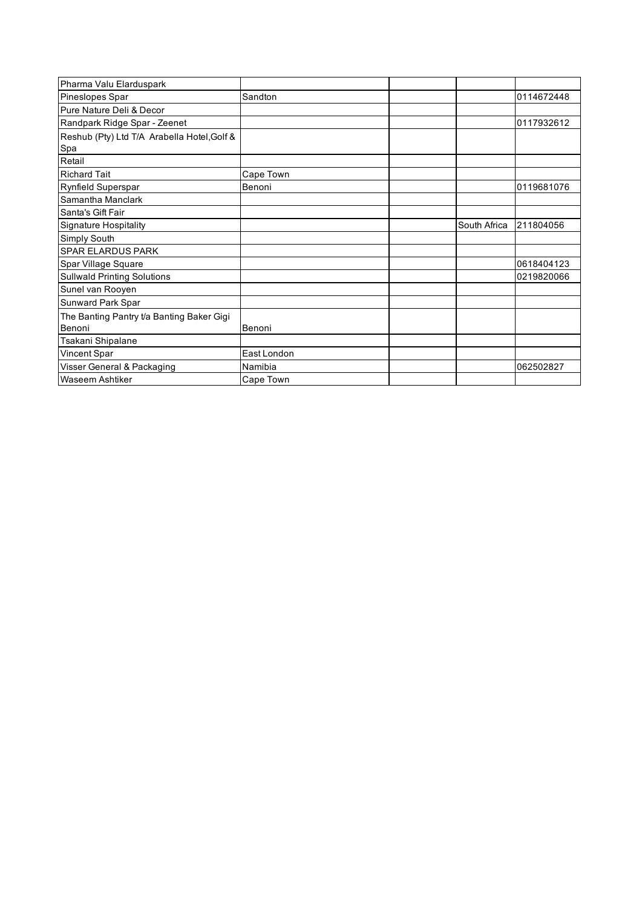| | | | | |
|---|---|---|---|---|
| Pharma Valu Elarduspark | | | | |
| Pineslopes Spar | Sandton | | | 0114672448 |
| Pure Nature Deli & Decor | | | | |
| Randpark Ridge Spar - Zeenet | | | | 0117932612 |
| Reshub (Pty) Ltd T/A Arabella Hotel,Golf & Spa | | | | |
| Retail | | | | |
| Richard Tait | Cape Town | | | |
| Rynfield Superspar | Benoni | | | 0119681076 |
| Samantha Manclark | | | | |
| Santa's Gift Fair | | | | |
| Signature Hospitality | | | South Africa | 211804056 |
| Simply South | | | | |
| SPAR ELARDUS PARK | | | | |
| Spar Village Square | | | | 0618404123 |
| Sullwald Printing Solutions | | | | 0219820066 |
| Sunel van Rooyen | | | | |
| Sunward Park Spar | | | | |
| The Banting Pantry t/a Banting Baker Gigi | Benoni | | | |
| Tsakani Shipalane | | | | |
| Vincent Spar | East London | | | |
| Visser General & Packaging | Namibia | | | 062502827 |
| Waseem Ashtiker | Cape Town | | | |